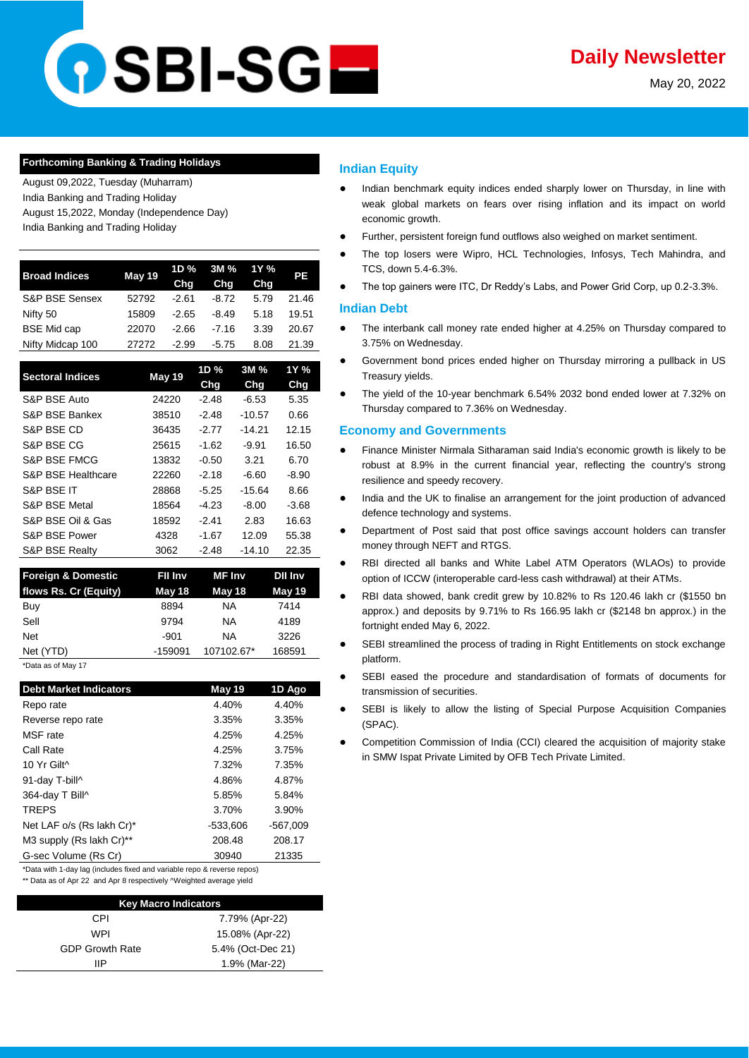# SBI-SG

## Daily Newsletter

May 20, 2022

### Forthcoming Banking & Trading Holidays

August 09,2022, Tuesday (Muharram)
India Banking and Trading Holiday
August 15,2022, Monday (Independence Day)
India Banking and Trading Holiday

| Broad Indices | May 19 | 1D % Chg | 3M % Chg | 1Y % Chg | PE |
|---|---|---|---|---|---|
| S&P BSE Sensex | 52792 | -2.61 | -8.72 | 5.79 | 21.46 |
| Nifty 50 | 15809 | -2.65 | -8.49 | 5.18 | 19.51 |
| BSE Mid cap | 22070 | -2.66 | -7.16 | 3.39 | 20.67 |
| Nifty Midcap 100 | 27272 | -2.99 | -5.75 | 8.08 | 21.39 |

| Sectoral Indices | May 19 | 1D % Chg | 3M % Chg | 1Y % Chg |
|---|---|---|---|---|
| S&P BSE Auto | 24220 | -2.48 | -6.53 | 5.35 |
| S&P BSE Bankex | 38510 | -2.48 | -10.57 | 0.66 |
| S&P BSE CD | 36435 | -2.77 | -14.21 | 12.15 |
| S&P BSE CG | 25615 | -1.62 | -9.91 | 16.50 |
| S&P BSE FMCG | 13832 | -0.50 | 3.21 | 6.70 |
| S&P BSE Healthcare | 22260 | -2.18 | -6.60 | -8.90 |
| S&P BSE IT | 28868 | -5.25 | -15.64 | 8.66 |
| S&P BSE Metal | 18564 | -4.23 | -8.00 | -3.68 |
| S&P BSE Oil & Gas | 18592 | -2.41 | 2.83 | 16.63 |
| S&P BSE Power | 4328 | -1.67 | 12.09 | 55.38 |
| S&P BSE Realty | 3062 | -2.48 | -14.10 | 22.35 |

| Foreign & Domestic flows Rs. Cr (Equity) | FII Inv May 18 | MF Inv May 18 | DII Inv May 19 |
|---|---|---|---|
| Buy | 8894 | NA | 7414 |
| Sell | 9794 | NA | 4189 |
| Net | -901 | NA | 3226 |
| Net (YTD) | -159091 | 107102.67* | 168591 |

*Data as of May 17

| Debt Market Indicators | May 19 | 1D Ago |
|---|---|---|
| Repo rate | 4.40% | 4.40% |
| Reverse repo rate | 3.35% | 3.35% |
| MSF rate | 4.25% | 4.25% |
| Call Rate | 4.25% | 3.75% |
| 10 Yr Gilt^ | 7.32% | 7.35% |
| 91-day T-bill^ | 4.86% | 4.87% |
| 364-day T Bill^ | 5.85% | 5.84% |
| TREPS | 3.70% | 3.90% |
| Net LAF o/s (Rs lakh Cr)* | -533,606 | -567,009 |
| M3 supply (Rs lakh Cr)** | 208.48 | 208.17 |
| G-sec Volume (Rs Cr) | 30940 | 21335 |

*Data with 1-day lag (includes fixed and variable repo & reverse repos)
** Data as of Apr 22 and Apr 8 respectively ^Weighted average yield

| Key Macro Indicators | |
|---|---|
| CPI | 7.79% (Apr-22) |
| WPI | 15.08% (Apr-22) |
| GDP Growth Rate | 5.4% (Oct-Dec 21) |
| IIP | 1.9% (Mar-22) |

### Indian Equity

- Indian benchmark equity indices ended sharply lower on Thursday, in line with weak global markets on fears over rising inflation and its impact on world economic growth.
- Further, persistent foreign fund outflows also weighed on market sentiment.
- The top losers were Wipro, HCL Technologies, Infosys, Tech Mahindra, and TCS, down 5.4-6.3%.
- The top gainers were ITC, Dr Reddy's Labs, and Power Grid Corp, up 0.2-3.3%.

### Indian Debt

- The interbank call money rate ended higher at 4.25% on Thursday compared to 3.75% on Wednesday.
- Government bond prices ended higher on Thursday mirroring a pullback in US Treasury yields.
- The yield of the 10-year benchmark 6.54% 2032 bond ended lower at 7.32% on Thursday compared to 7.36% on Wednesday.

### Economy and Governments

- Finance Minister Nirmala Sitharaman said India's economic growth is likely to be robust at 8.9% in the current financial year, reflecting the country's strong resilience and speedy recovery.
- India and the UK to finalise an arrangement for the joint production of advanced defence technology and systems.
- Department of Post said that post office savings account holders can transfer money through NEFT and RTGS.
- RBI directed all banks and White Label ATM Operators (WLAOs) to provide option of ICCW (interoperable card-less cash withdrawal) at their ATMs.
- RBI data showed, bank credit grew by 10.82% to Rs 120.46 lakh cr ($1550 bn approx.) and deposits by 9.71% to Rs 166.95 lakh cr ($2148 bn approx.) in the fortnight ended May 6, 2022.
- SEBI streamlined the process of trading in Right Entitlements on stock exchange platform.
- SEBI eased the procedure and standardisation of formats of documents for transmission of securities.
- SEBI is likely to allow the listing of Special Purpose Acquisition Companies (SPAC).
- Competition Commission of India (CCI) cleared the acquisition of majority stake in SMW Ispat Private Limited by OFB Tech Private Limited.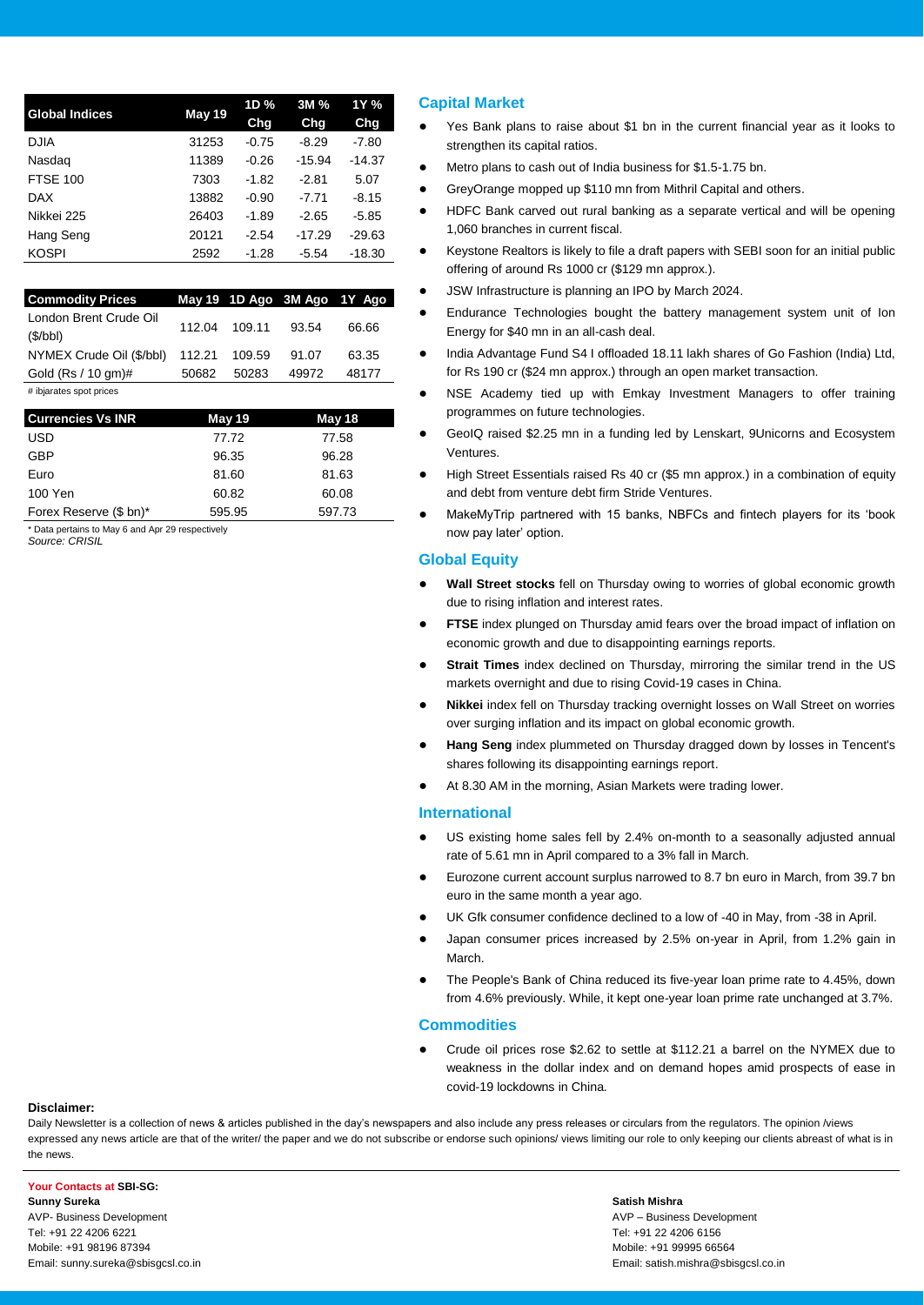| Global Indices | May 19 | 1D % Chg | 3M % Chg | 1Y % Chg |
|---|---|---|---|---|
| DJIA | 31253 | -0.75 | -8.29 | -7.80 |
| Nasdaq | 11389 | -0.26 | -15.94 | -14.37 |
| FTSE 100 | 7303 | -1.82 | -2.81 | 5.07 |
| DAX | 13882 | -0.90 | -7.71 | -8.15 |
| Nikkei 225 | 26403 | -1.89 | -2.65 | -5.85 |
| Hang Seng | 20121 | -2.54 | -17.29 | -29.63 |
| KOSPI | 2592 | -1.28 | -5.54 | -18.30 |

| Commodity Prices | May 19 | 1D Ago | 3M Ago | 1Y Ago |
|---|---|---|---|---|
| London Brent Crude Oil ($/bbl) | 112.04 | 109.11 | 93.54 | 66.66 |
| NYMEX Crude Oil ($/bbl) | 112.21 | 109.59 | 91.07 | 63.35 |
| Gold (Rs / 10 gm)# | 50682 | 50283 | 49972 | 48177 |

# ibjarates spot prices

| Currencies Vs INR | May 19 | May 18 |
|---|---|---|
| USD | 77.72 | 77.58 |
| GBP | 96.35 | 96.28 |
| Euro | 81.60 | 81.63 |
| 100 Yen | 60.82 | 60.08 |
| Forex Reserve ($ bn)* | 595.95 | 597.73 |

* Data pertains to May 6 and Apr 29 respectively
*Source: CRISIL*

## Capital Market

- Yes Bank plans to raise about $1 bn in the current financial year as it looks to strengthen its capital ratios.
- Metro plans to cash out of India business for $1.5-1.75 bn.
- GreyOrange mopped up $110 mn from Mithril Capital and others.
- HDFC Bank carved out rural banking as a separate vertical and will be opening 1,060 branches in current fiscal.
- Keystone Realtors is likely to file a draft papers with SEBI soon for an initial public offering of around Rs 1000 cr ($129 mn approx.).
- JSW Infrastructure is planning an IPO by March 2024.
- Endurance Technologies bought the battery management system unit of Ion Energy for $40 mn in an all-cash deal.
- India Advantage Fund S4 I offloaded 18.11 lakh shares of Go Fashion (India) Ltd, for Rs 190 cr ($24 mn approx.) through an open market transaction.
- NSE Academy tied up with Emkay Investment Managers to offer training programmes on future technologies.
- GeoIQ raised $2.25 mn in a funding led by Lenskart, 9Unicorns and Ecosystem Ventures.
- High Street Essentials raised Rs 40 cr ($5 mn approx.) in a combination of equity and debt from venture debt firm Stride Ventures.
- MakeMyTrip partnered with 15 banks, NBFCs and fintech players for its 'book now pay later' option.

## Global Equity

- **Wall Street stocks** fell on Thursday owing to worries of global economic growth due to rising inflation and interest rates.
- **FTSE** index plunged on Thursday amid fears over the broad impact of inflation on economic growth and due to disappointing earnings reports.
- **Strait Times** index declined on Thursday, mirroring the similar trend in the US markets overnight and due to rising Covid-19 cases in China.
- **Nikkei** index fell on Thursday tracking overnight losses on Wall Street on worries over surging inflation and its impact on global economic growth.
- **Hang Seng** index plummeted on Thursday dragged down by losses in Tencent's shares following its disappointing earnings report.
- At 8.30 AM in the morning, Asian Markets were trading lower.

## International

- US existing home sales fell by 2.4% on-month to a seasonally adjusted annual rate of 5.61 mn in April compared to a 3% fall in March.
- Eurozone current account surplus narrowed to 8.7 bn euro in March, from 39.7 bn euro in the same month a year ago.
- UK Gfk consumer confidence declined to a low of -40 in May, from -38 in April.
- Japan consumer prices increased by 2.5% on-year in April, from 1.2% gain in March.
- The People's Bank of China reduced its five-year loan prime rate to 4.45%, down from 4.6% previously. While, it kept one-year loan prime rate unchanged at 3.7%.

## Commodities

- Crude oil prices rose $2.62 to settle at $112.21 a barrel on the NYMEX due to weakness in the dollar index and on demand hopes amid prospects of ease in covid-19 lockdowns in China.

**Disclaimer:**

Daily Newsletter is a collection of news & articles published in the day's newspapers and also include any press releases or circulars from the regulators. The opinion /views expressed any news article are that of the writer/ the paper and we do not subscribe or endorse such opinions/ views limiting our role to only keeping our clients abreast of what is in the news.

**Your Contacts at SBI-SG:**

**Sunny Sureka**
AVP- Business Development
Tel: +91 22 4206 6221
Mobile: +91 98196 87394
Email: sunny.sureka@sbisgcsl.co.in

**Satish Mishra**
AVP – Business Development
Tel: +91 22 4206 6156
Mobile: +91 99995 66564
Email: satish.mishra@sbisgcsl.co.in